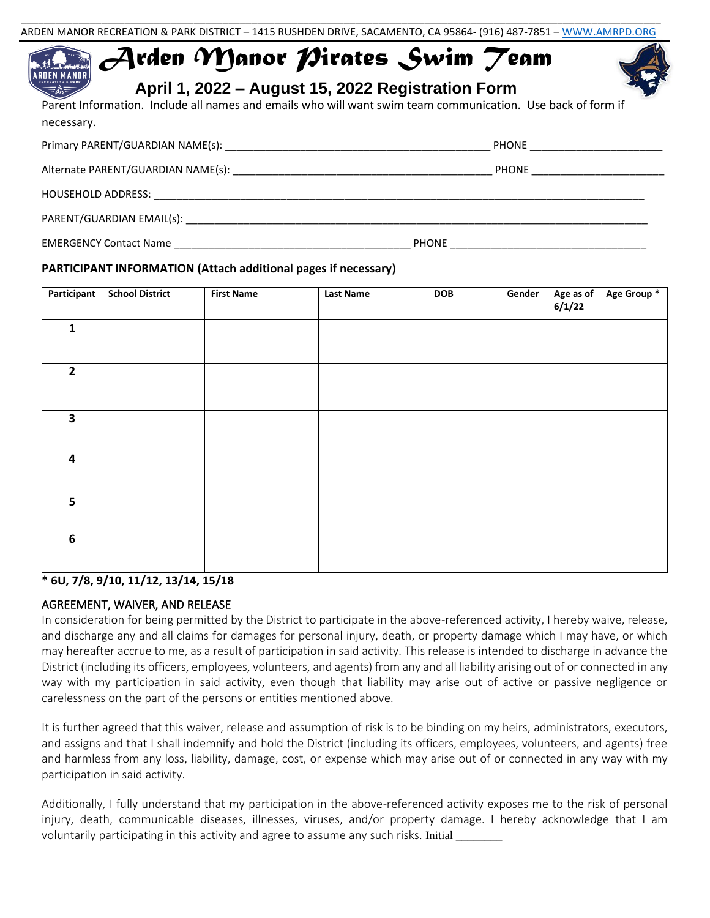ARDEN MANOR RECREATION & PARK DISTRICT – 1415 RUSHDEN DRIVE, SACAMENTO, CA 95864- (916) 487-7851 – WWW.AMRPD.ORG

# Arden Manor Pirates Swim Team

## April 1, 2022 – August 15, 2022 Registration Form

Parent Information. Include all names and emails who will want swim team communication. Use back of form if necessary.

Primary PARENT/GUARDIAN NAME(s): ____________________________________________ PHONE ______________________

Alternate PARENT/GUARDIAN NAME(s): ___________________________________________ PHONE ______________________

HOUSEHOLD ADDRESS: ________________________________________________________________________________

PARENT/GUARDIAN EMAIL(s): __________________________________________________________________________

EMERGENCY Contact Name _______________________________________ PHONE _________________________________

**PARTICIPANT INFORMATION (Attach additional pages if necessary)**

| Participant | School District | First Name | Last Name | DOB | Gender | Age as of 6/1/22 | Age Group * |
|---|---|---|---|---|---|---|---|
| 1 | | | | | | | |
| 2 | | | | | | | |
| 3 | | | | | | | |
| 4 | | | | | | | |
| 5 | | | | | | | |
| 6 | | | | | | | |

**\* 6U, 7/8, 9/10, 11/12, 13/14, 15/18**

### AGREEMENT, WAIVER, AND RELEASE

In consideration for being permitted by the District to participate in the above-referenced activity, I hereby waive, release, and discharge any and all claims for damages for personal injury, death, or property damage which I may have, or which may hereafter accrue to me, as a result of participation in said activity. This release is intended to discharge in advance the District (including its officers, employees, volunteers, and agents) from any and all liability arising out of or connected in any way with my participation in said activity, even though that liability may arise out of active or passive negligence or carelessness on the part of the persons or entities mentioned above.

It is further agreed that this waiver, release and assumption of risk is to be binding on my heirs, administrators, executors, and assigns and that I shall indemnify and hold the District (including its officers, employees, volunteers, and agents) free and harmless from any loss, liability, damage, cost, or expense which may arise out of or connected in any way with my participation in said activity.

Additionally, I fully understand that my participation in the above-referenced activity exposes me to the risk of personal injury, death, communicable diseases, illnesses, viruses, and/or property damage. I hereby acknowledge that I am voluntarily participating in this activity and agree to assume any such risks. Initial ________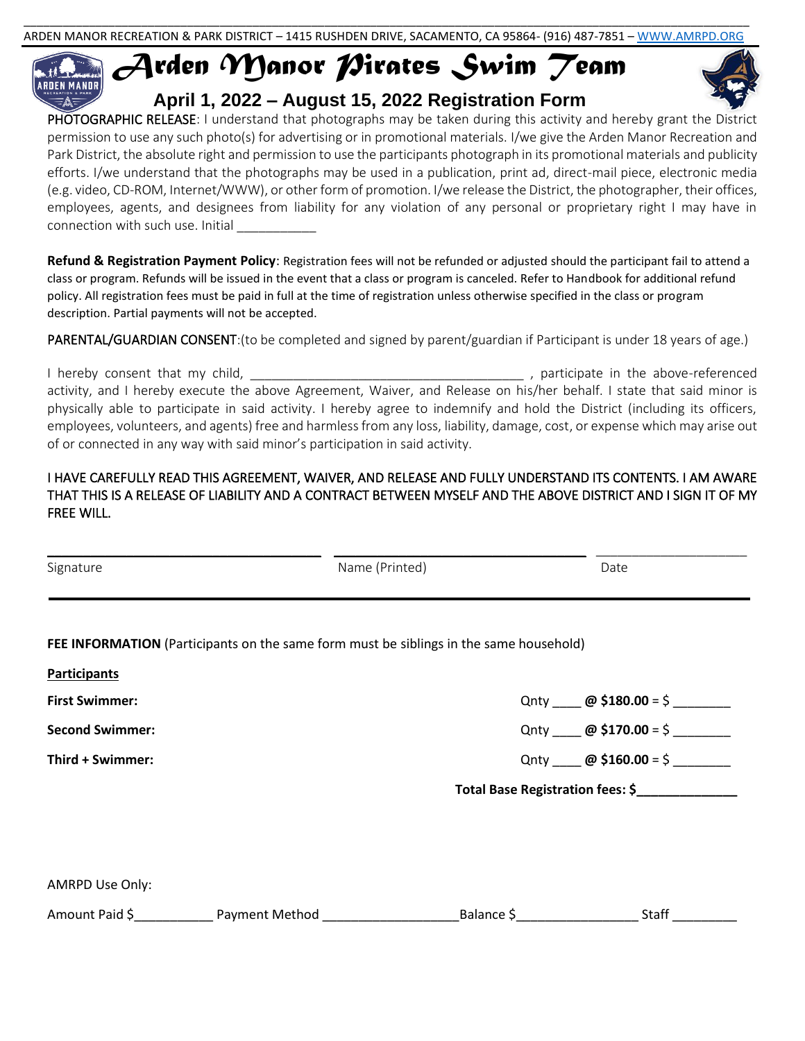ARDEN MANOR RECREATION & PARK DISTRICT – 1415 RUSHDEN DRIVE, SACAMENTO, CA 95864- (916) 487-7851 – WWW.AMRPD.ORG

# Arden Manor Pirates Swim Team

## April 1, 2022 – August 15, 2022 Registration Form

PHOTOGRAPHIC RELEASE: I understand that photographs may be taken during this activity and hereby grant the District permission to use any such photo(s) for advertising or in promotional materials. I/we give the Arden Manor Recreation and Park District, the absolute right and permission to use the participants photograph in its promotional materials and publicity efforts. I/we understand that the photographs may be used in a publication, print ad, direct-mail piece, electronic media (e.g. video, CD-ROM, Internet/WWW), or other form of promotion. I/we release the District, the photographer, their offices, employees, agents, and designees from liability for any violation of any personal or proprietary right I may have in connection with such use. Initial ___________

**Refund & Registration Payment Policy**: Registration fees will not be refunded or adjusted should the participant fail to attend a class or program. Refunds will be issued in the event that a class or program is canceled. Refer to Handbook for additional refund policy. All registration fees must be paid in full at the time of registration unless otherwise specified in the class or program description. Partial payments will not be accepted.

PARENTAL/GUARDIAN CONSENT:(to be completed and signed by parent/guardian if Participant is under 18 years of age.)

I hereby consent that my child, ______________________________________ , participate in the above-referenced activity, and I hereby execute the above Agreement, Waiver, and Release on his/her behalf. I state that said minor is physically able to participate in said activity. I hereby agree to indemnify and hold the District (including its officers, employees, volunteers, and agents) free and harmless from any loss, liability, damage, cost, or expense which may arise out of or connected in any way with said minor's participation in said activity.

I HAVE CAREFULLY READ THIS AGREEMENT, WAIVER, AND RELEASE AND FULLY UNDERSTAND ITS CONTENTS. I AM AWARE THAT THIS IS A RELEASE OF LIABILITY AND A CONTRACT BETWEEN MYSELF AND THE ABOVE DISTRICT AND I SIGN IT OF MY FREE WILL.

| | | |
|---|---|---|
| Signature | Name (Printed) | Date |

**FEE INFORMATION** (Participants on the same form must be siblings in the same household)

**Participants**

| | |
|---|---|
| **First Swimmer:** | Qnty ____ **@ $180.00** = $ ________ |
| **Second Swimmer:** | Qnty ____ **@ $170.00** = $ ________ |
| **Third + Swimmer:** | Qnty ____ **@ $160.00** = $ ________ |
| | **Total Base Registration fees: $______________** |

AMRPD Use Only:

Amount Paid $__________ Payment Method _________________ Balance $________________ Staff _________